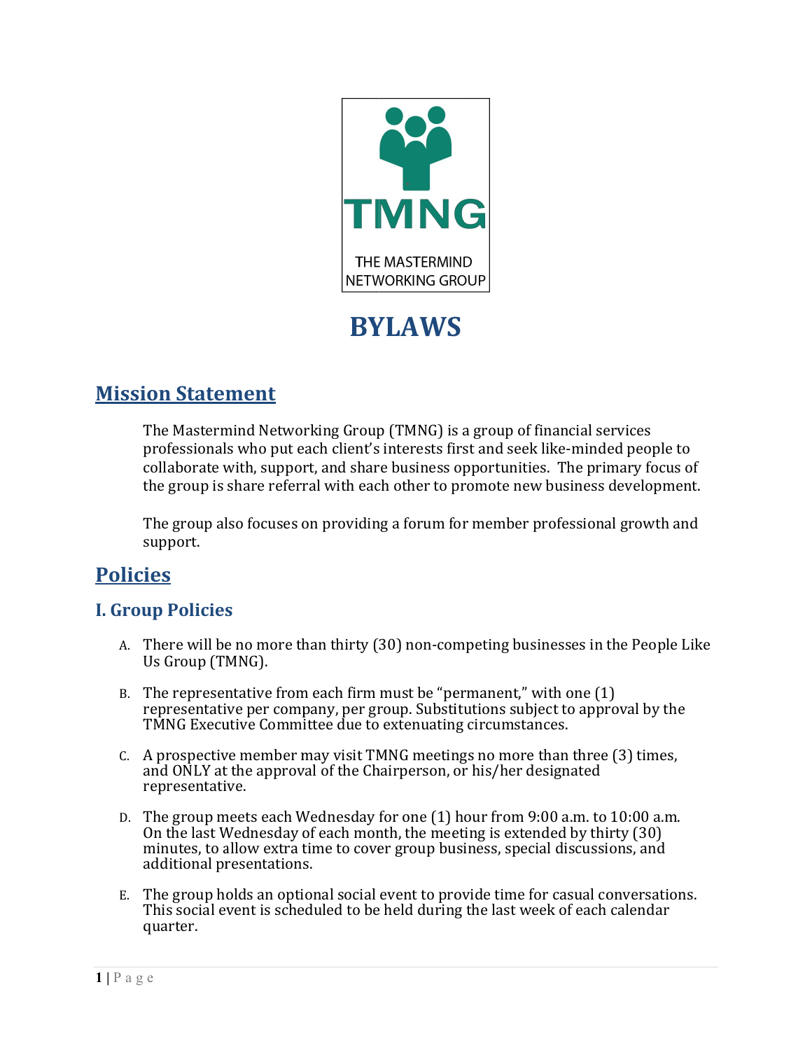TMNG

THE MASTERMIND NETWORKING GROUP

# BYLAWS

## Mission Statement

The Mastermind Networking Group (TMNG) is a group of financial services professionals who put each client's interests first and seek like-minded people to collaborate with, support, and share business opportunities. The primary focus of the group is share referral with each other to promote new business development.

The group also focuses on providing a forum for member professional growth and support.

## Policies

### I. Group Policies

A. There will be no more than thirty (30) non-competing businesses in the People Like Us Group (TMNG).

B. The representative from each firm must be "permanent," with one (1) representative per company, per group. Substitutions subject to approval by the TMNG Executive Committee due to extenuating circumstances.

C. A prospective member may visit TMNG meetings no more than three (3) times, and ONLY at the approval of the Chairperson, or his/her designated representative.

D. The group meets each Wednesday for one (1) hour from 9:00 a.m. to 10:00 a.m. On the last Wednesday of each month, the meeting is extended by thirty (30) minutes, to allow extra time to cover group business, special discussions, and additional presentations.

E. The group holds an optional social event to provide time for casual conversations. This social event is scheduled to be held during the last week of each calendar quarter.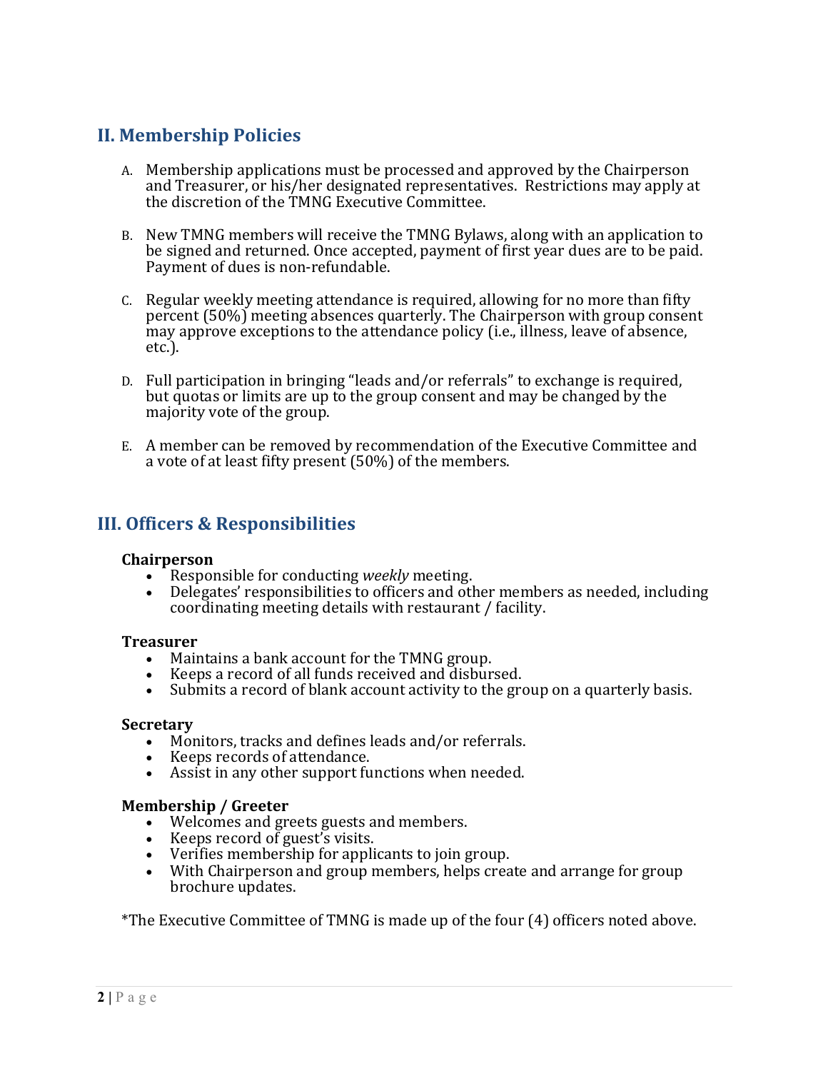## II. Membership Policies

A. Membership applications must be processed and approved by the Chairperson and Treasurer, or his/her designated representatives. Restrictions may apply at the discretion of the TMNG Executive Committee.

B. New TMNG members will receive the TMNG Bylaws, along with an application to be signed and returned. Once accepted, payment of first year dues are to be paid. Payment of dues is non-refundable.

C. Regular weekly meeting attendance is required, allowing for no more than fifty percent (50%) meeting absences quarterly. The Chairperson with group consent may approve exceptions to the attendance policy (i.e., illness, leave of absence, etc.).

D. Full participation in bringing "leads and/or referrals" to exchange is required, but quotas or limits are up to the group consent and may be changed by the majority vote of the group.

E. A member can be removed by recommendation of the Executive Committee and a vote of at least fifty present (50%) of the members.

## III. Officers & Responsibilities

**Chairperson**

- Responsible for conducting *weekly* meeting.
- Delegates' responsibilities to officers and other members as needed, including coordinating meeting details with restaurant / facility.

**Treasurer**

- Maintains a bank account for the TMNG group.
- Keeps a record of all funds received and disbursed.
- Submits a record of blank account activity to the group on a quarterly basis.

**Secretary**

- Monitors, tracks and defines leads and/or referrals.
- Keeps records of attendance.
- Assist in any other support functions when needed.

**Membership / Greeter**

- Welcomes and greets guests and members.
- Keeps record of guest's visits.
- Verifies membership for applicants to join group.
- With Chairperson and group members, helps create and arrange for group brochure updates.

*The Executive Committee of TMNG is made up of the four (4) officers noted above.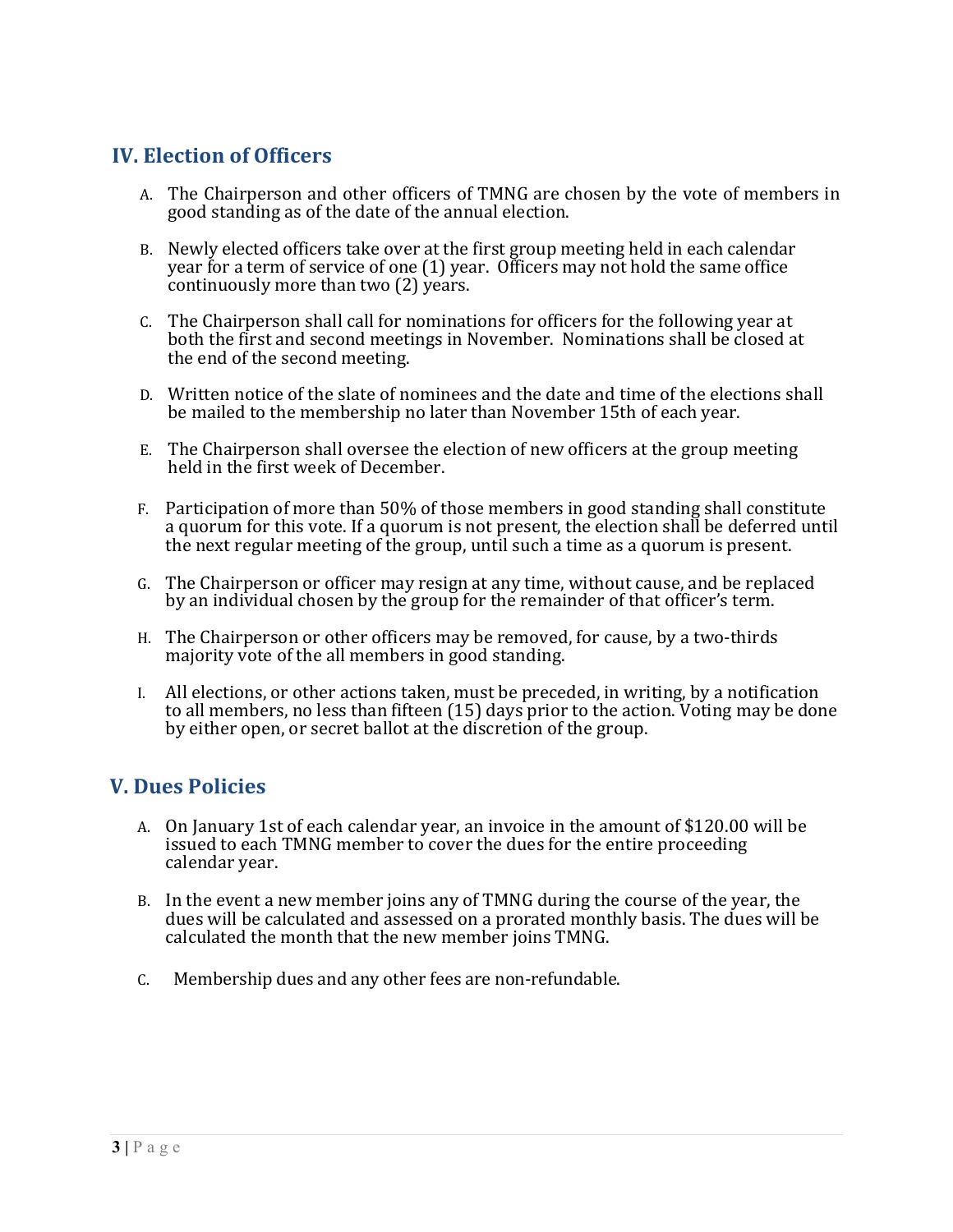## IV. Election of Officers

A. The Chairperson and other officers of TMNG are chosen by the vote of members in good standing as of the date of the annual election.

B. Newly elected officers take over at the first group meeting held in each calendar year for a term of service of one (1) year. Officers may not hold the same office continuously more than two (2) years.

C. The Chairperson shall call for nominations for officers for the following year at both the first and second meetings in November. Nominations shall be closed at the end of the second meeting.

D. Written notice of the slate of nominees and the date and time of the elections shall be mailed to the membership no later than November 15th of each year.

E. The Chairperson shall oversee the election of new officers at the group meeting held in the first week of December.

F. Participation of more than 50% of those members in good standing shall constitute a quorum for this vote. If a quorum is not present, the election shall be deferred until the next regular meeting of the group, until such a time as a quorum is present.

G. The Chairperson or officer may resign at any time, without cause, and be replaced by an individual chosen by the group for the remainder of that officer's term.

H. The Chairperson or other officers may be removed, for cause, by a two-thirds majority vote of the all members in good standing.

I. All elections, or other actions taken, must be preceded, in writing, by a notification to all members, no less than fifteen (15) days prior to the action. Voting may be done by either open, or secret ballot at the discretion of the group.

## V. Dues Policies

A. On January 1st of each calendar year, an invoice in the amount of $120.00 will be issued to each TMNG member to cover the dues for the entire proceeding calendar year.

B. In the event a new member joins any of TMNG during the course of the year, the dues will be calculated and assessed on a prorated monthly basis. The dues will be calculated the month that the new member joins TMNG.

C. Membership dues and any other fees are non-refundable.